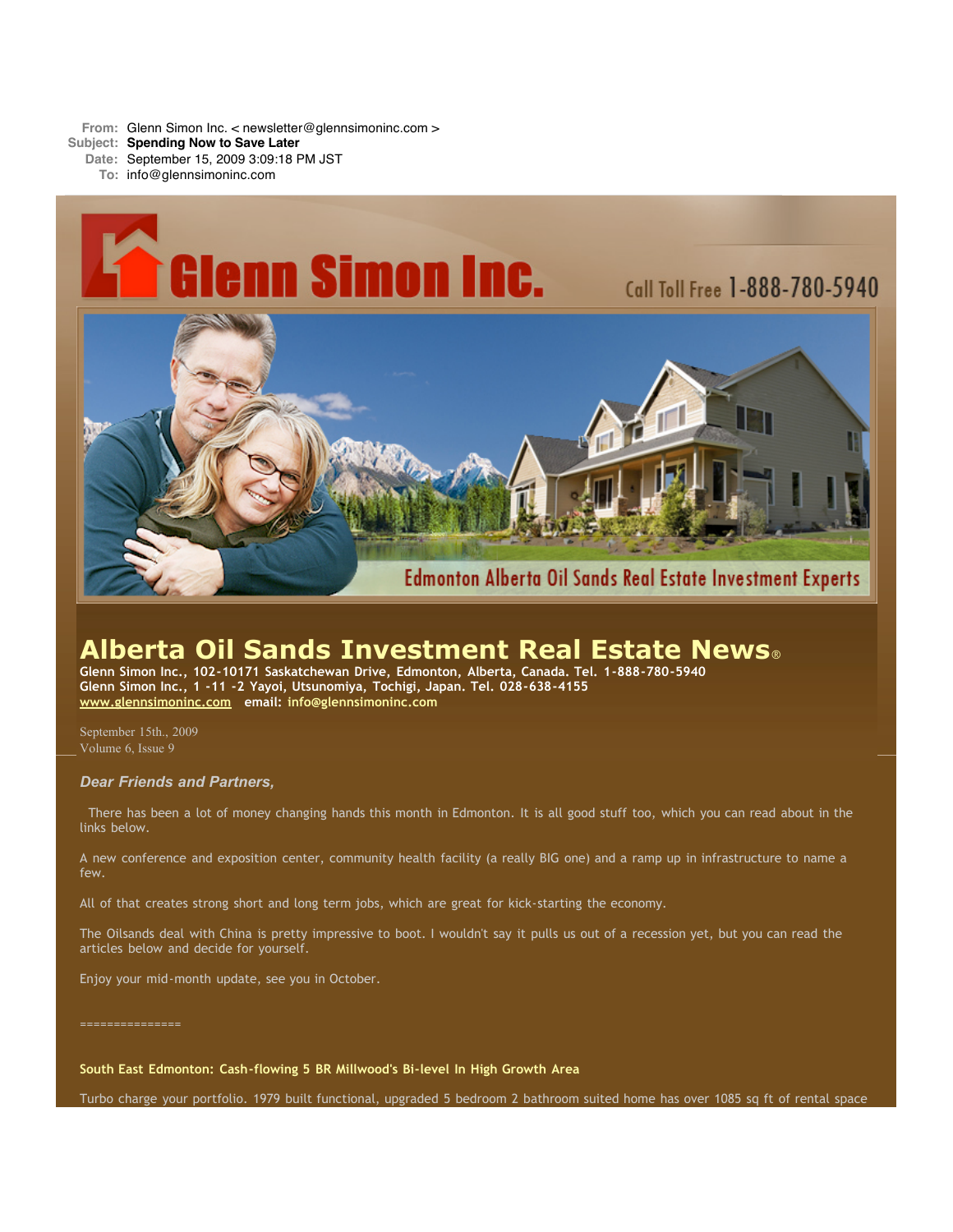**From:** Glenn Simon Inc. < newsletter@glennsimoninc.com >
**Subject:** **Spending Now to Save Later**
**Date:** September 15, 2009 3:09:18 PM JST
**To:** info@glennsimoninc.com

Glenn Simon Inc.

Call Toll Free 1-888-780-5940

Edmonton Alberta Oil Sands Real Estate Investment Experts

# Alberta Oil Sands Investment Real Estate News®

**Glenn Simon Inc., 102-10171 Saskatchewan Drive, Edmonton, Alberta, Canada. Tel. 1-888-780-5940**
**Glenn Simon Inc., 1 -11 -2 Yayoi, Utsunomiya, Tochigi, Japan. Tel. 028-638-4155**
**www.glennsimoninc.com** **email: info@glennsimoninc.com**

September 15th., 2009
Volume 6, Issue 9

***Dear Friends and Partners,***

There has been a lot of money changing hands this month in Edmonton. It is all good stuff too, which you can read about in the links below.

A new conference and exposition center, community health facility (a really BIG one) and a ramp up in infrastructure to name a few.

All of that creates strong short and long term jobs, which are great for kick-starting the economy.

The Oilsands deal with China is pretty impressive to boot. I wouldn't say it pulls us out of a recession yet, but you can read the articles below and decide for yourself.

Enjoy your mid-month update, see you in October.

===============

**South East Edmonton: Cash-flowing 5 BR Millwood's Bi-level In High Growth Area**

Turbo charge your portfolio. 1979 built functional, upgraded 5 bedroom 2 bathroom suited home has over 1085 sq ft of rental space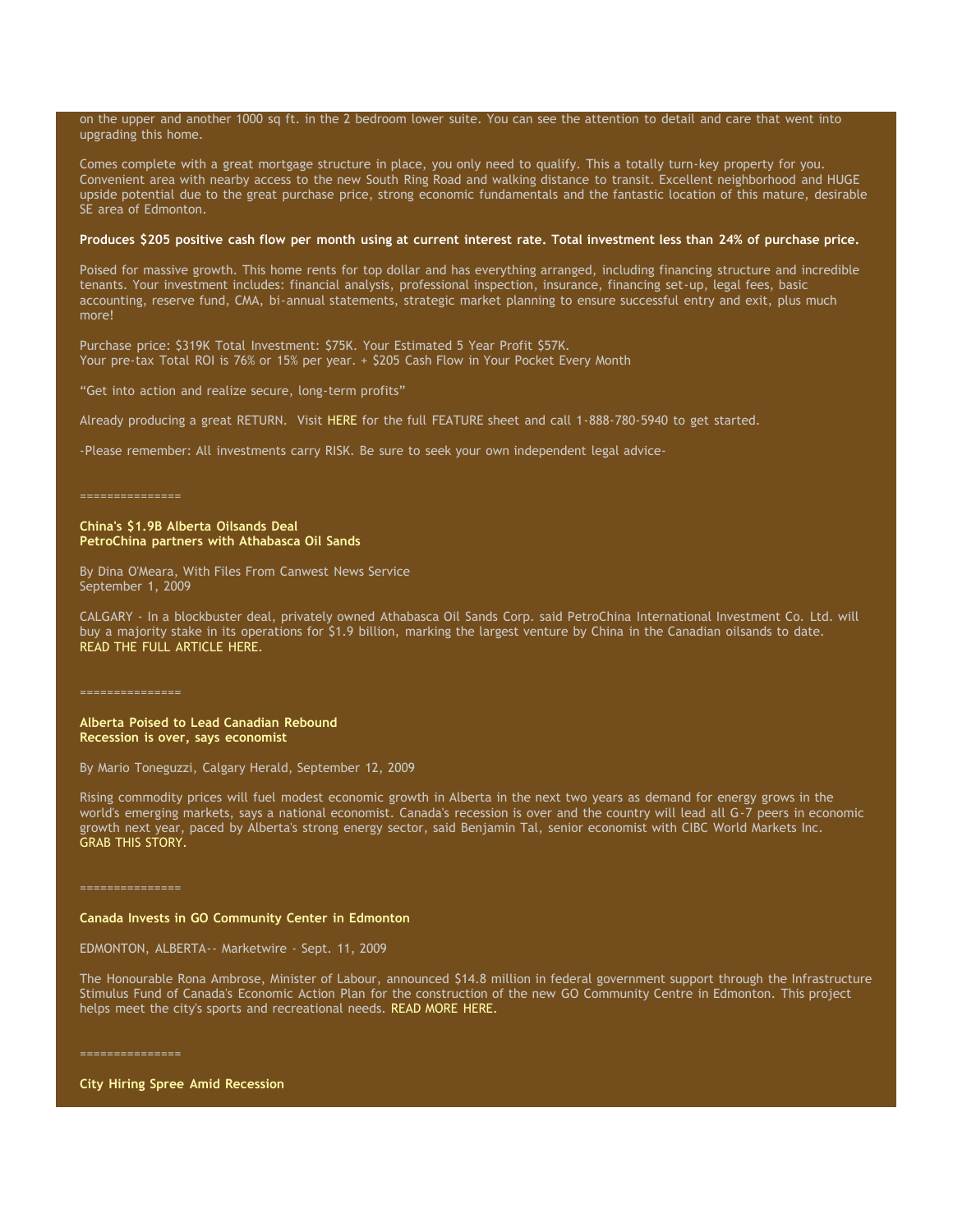on the upper and another 1000 sq ft. in the 2 bedroom lower suite. You can see the attention to detail and care that went into upgrading this home.

Comes complete with a great mortgage structure in place, you only need to qualify. This a totally turn-key property for you. Convenient area with nearby access to the new South Ring Road and walking distance to transit. Excellent neighborhood and HUGE upside potential due to the great purchase price, strong economic fundamentals and the fantastic location of this mature, desirable SE area of Edmonton.

**Produces $205 positive cash flow per month using at current interest rate. Total investment less than 24% of purchase price.**

Poised for massive growth. This home rents for top dollar and has everything arranged, including financing structure and incredible tenants. Your investment includes: financial analysis, professional inspection, insurance, financing set-up, legal fees, basic accounting, reserve fund, CMA, bi-annual statements, strategic market planning to ensure successful entry and exit, plus much more!

Purchase price: $319K Total Investment: $75K. Your Estimated 5 Year Profit $57K.
Your pre-tax Total ROI is 76% or 15% per year. + $205 Cash Flow in Your Pocket Every Month

"Get into action and realize secure, long-term profits"

Already producing a great RETURN. Visit HERE for the full FEATURE sheet and call 1-888-780-5940 to get started.

-Please remember: All investments carry RISK. Be sure to seek your own independent legal advice-

===============

**China's $1.9B Alberta Oilsands Deal**
**PetroChina partners with Athabasca Oil Sands**

By Dina O'Meara, With Files From Canwest News Service
September 1, 2009

CALGARY - In a blockbuster deal, privately owned Athabasca Oil Sands Corp. said PetroChina International Investment Co. Ltd. will buy a majority stake in its operations for $1.9 billion, marking the largest venture by China in the Canadian oilsands to date.
READ THE FULL ARTICLE HERE.

===============

**Alberta Poised to Lead Canadian Rebound**
**Recession is over, says economist**

By Mario Toneguzzi, Calgary Herald, September 12, 2009

Rising commodity prices will fuel modest economic growth in Alberta in the next two years as demand for energy grows in the world's emerging markets, says a national economist. Canada's recession is over and the country will lead all G-7 peers in economic growth next year, paced by Alberta's strong energy sector, said Benjamin Tal, senior economist with CIBC World Markets Inc.
GRAB THIS STORY.

===============

**Canada Invests in GO Community Center in Edmonton**

EDMONTON, ALBERTA-- Marketwire - Sept. 11, 2009

The Honourable Rona Ambrose, Minister of Labour, announced $14.8 million in federal government support through the Infrastructure Stimulus Fund of Canada's Economic Action Plan for the construction of the new GO Community Centre in Edmonton. This project helps meet the city's sports and recreational needs. READ MORE HERE.

===============

**City Hiring Spree Amid Recession**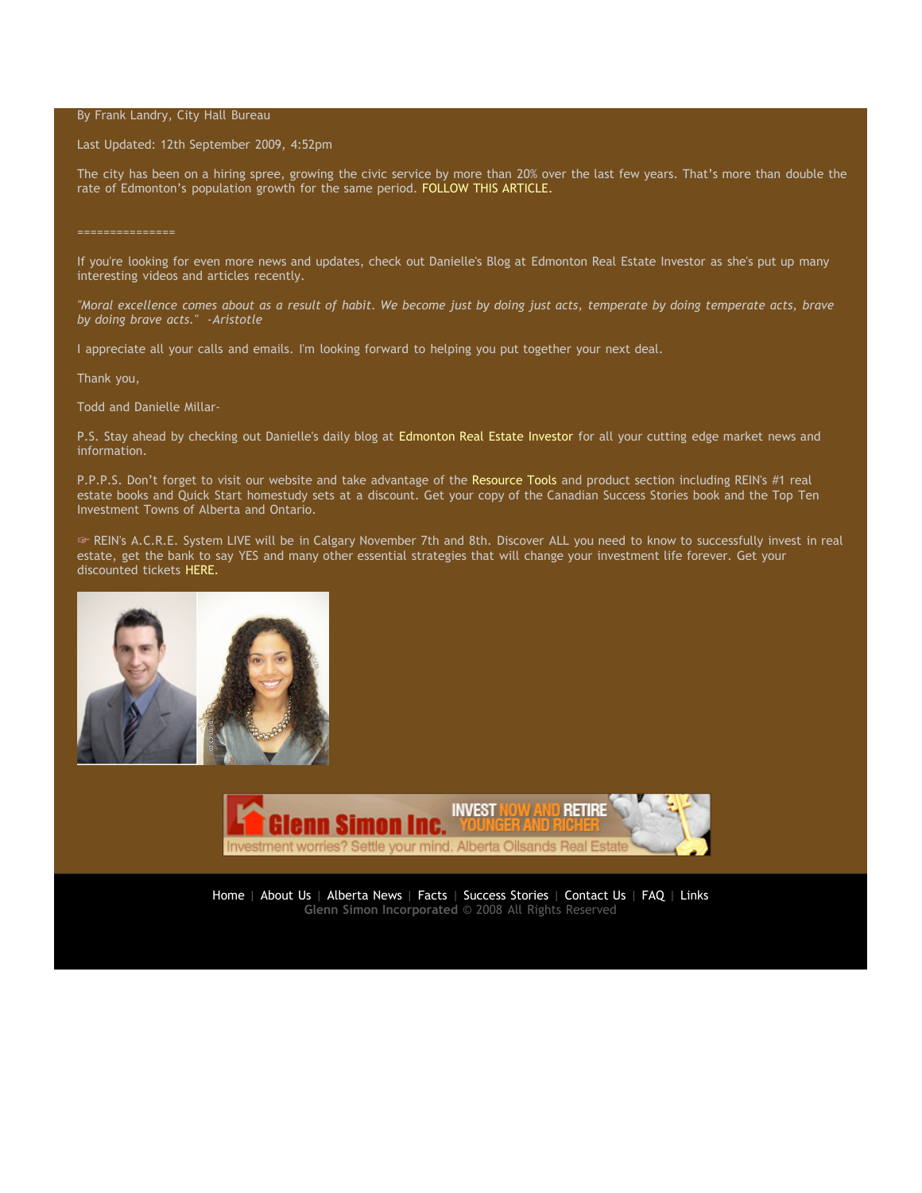By Frank Landry, City Hall Bureau

Last Updated: 12th September 2009, 4:52pm

The city has been on a hiring spree, growing the civic service by more than 20% over the last few years. That's more than double the rate of Edmonton's population growth for the same period. FOLLOW THIS ARTICLE.

===============

If you're looking for even more news and updates, check out Danielle's Blog at Edmonton Real Estate Investor as she's put up many interesting videos and articles recently.

*"Moral excellence comes about as a result of habit. We become just by doing just acts, temperate by doing temperate acts, brave by doing brave acts." -Aristotle*

I appreciate all your calls and emails. I'm looking forward to helping you put together your next deal.

Thank you,

Todd and Danielle Millar-

P.S. Stay ahead by checking out Danielle's daily blog at Edmonton Real Estate Investor for all your cutting edge market news and information.

P.P.P.S. Don't forget to visit our website and take advantage of the Resource Tools and product section including REIN's #1 real estate books and Quick Start homestudy sets at a discount. Get your copy of the Canadian Success Stories book and the Top Ten Investment Towns of Alberta and Ontario.

☞ REIN's A.C.R.E. System LIVE will be in Calgary November 7th and 8th. Discover ALL you need to know to successfully invest in real estate, get the bank to say YES and many other essential strategies that will change your investment life forever. Get your discounted tickets HERE.

Glenn Simon Inc. INVEST NOW AND RETIRE YOUNGER AND RICHER
Investment worries? Settle your mind. Alberta Oilsands Real Estate

Home | About Us | Alberta News | Facts | Success Stories | Contact Us | FAQ | Links
Glenn Simon Incorporated © 2008 All Rights Reserved